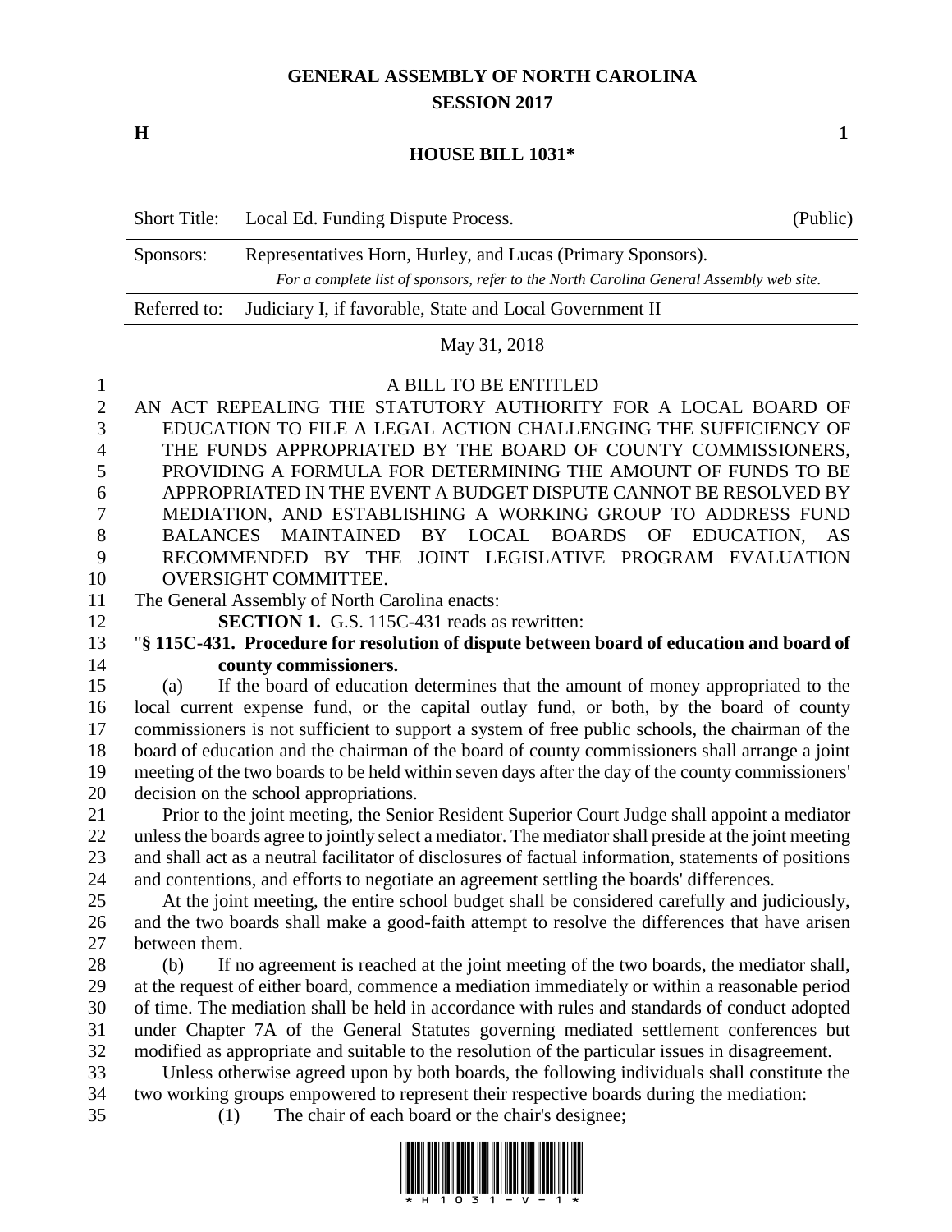# GENERAL ASSEMBLY OF NORTH CAROLINA
## SESSION 2017

**H** **1**

## HOUSE BILL 1031*

| | | |
|---|---|---|
| Short Title: | Local Ed. Funding Dispute Process. | (Public) |
| Sponsors: | Representatives Horn, Hurley, and Lucas (Primary Sponsors). *For a complete list of sponsors, refer to the North Carolina General Assembly web site.* | |
| Referred to: | Judiciary I, if favorable, State and Local Government II | |

May 31, 2018

A BILL TO BE ENTITLED

AN ACT REPEALING THE STATUTORY AUTHORITY FOR A LOCAL BOARD OF EDUCATION TO FILE A LEGAL ACTION CHALLENGING THE SUFFICIENCY OF THE FUNDS APPROPRIATED BY THE BOARD OF COUNTY COMMISSIONERS, PROVIDING A FORMULA FOR DETERMINING THE AMOUNT OF FUNDS TO BE APPROPRIATED IN THE EVENT A BUDGET DISPUTE CANNOT BE RESOLVED BY MEDIATION, AND ESTABLISHING A WORKING GROUP TO ADDRESS FUND BALANCES MAINTAINED BY LOCAL BOARDS OF EDUCATION, AS RECOMMENDED BY THE JOINT LEGISLATIVE PROGRAM EVALUATION OVERSIGHT COMMITTEE.

The General Assembly of North Carolina enacts:

**SECTION 1.** G.S. 115C-431 reads as rewritten:

"**§ 115C-431. Procedure for resolution of dispute between board of education and board of county commissioners.**

(a) If the board of education determines that the amount of money appropriated to the local current expense fund, or the capital outlay fund, or both, by the board of county commissioners is not sufficient to support a system of free public schools, the chairman of the board of education and the chairman of the board of county commissioners shall arrange a joint meeting of the two boards to be held within seven days after the day of the county commissioners' decision on the school appropriations.

Prior to the joint meeting, the Senior Resident Superior Court Judge shall appoint a mediator unless the boards agree to jointly select a mediator. The mediator shall preside at the joint meeting and shall act as a neutral facilitator of disclosures of factual information, statements of positions and contentions, and efforts to negotiate an agreement settling the boards' differences.

At the joint meeting, the entire school budget shall be considered carefully and judiciously, and the two boards shall make a good-faith attempt to resolve the differences that have arisen between them.

(b) If no agreement is reached at the joint meeting of the two boards, the mediator shall, at the request of either board, commence a mediation immediately or within a reasonable period of time. The mediation shall be held in accordance with rules and standards of conduct adopted under Chapter 7A of the General Statutes governing mediated settlement conferences but modified as appropriate and suitable to the resolution of the particular issues in disagreement.

Unless otherwise agreed upon by both boards, the following individuals shall constitute the two working groups empowered to represent their respective boards during the mediation:

(1) The chair of each board or the chair's designee;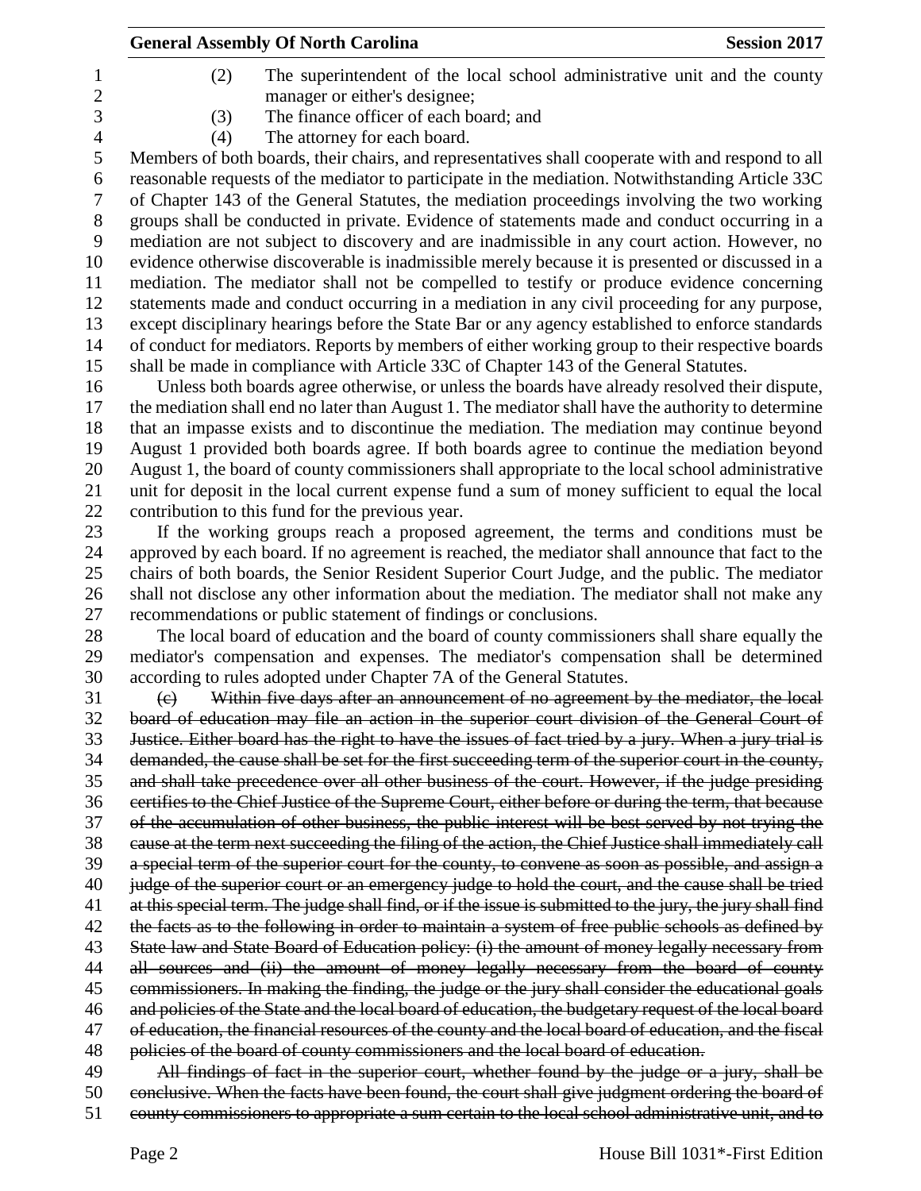(2) The superintendent of the local school administrative unit and the county manager or either's designee;

(3) The finance officer of each board; and

(4) The attorney for each board.

Members of both boards, their chairs, and representatives shall cooperate with and respond to all reasonable requests of the mediator to participate in the mediation. Notwithstanding Article 33C of Chapter 143 of the General Statutes, the mediation proceedings involving the two working groups shall be conducted in private. Evidence of statements made and conduct occurring in a mediation are not subject to discovery and are inadmissible in any court action. However, no evidence otherwise discoverable is inadmissible merely because it is presented or discussed in a mediation. The mediator shall not be compelled to testify or produce evidence concerning statements made and conduct occurring in a mediation in any civil proceeding for any purpose, except disciplinary hearings before the State Bar or any agency established to enforce standards of conduct for mediators. Reports by members of either working group to their respective boards shall be made in compliance with Article 33C of Chapter 143 of the General Statutes.

Unless both boards agree otherwise, or unless the boards have already resolved their dispute, the mediation shall end no later than August 1. The mediator shall have the authority to determine that an impasse exists and to discontinue the mediation. The mediation may continue beyond August 1 provided both boards agree. If both boards agree to continue the mediation beyond August 1, the board of county commissioners shall appropriate to the local school administrative unit for deposit in the local current expense fund a sum of money sufficient to equal the local contribution to this fund for the previous year.

If the working groups reach a proposed agreement, the terms and conditions must be approved by each board. If no agreement is reached, the mediator shall announce that fact to the chairs of both boards, the Senior Resident Superior Court Judge, and the public. The mediator shall not disclose any other information about the mediation. The mediator shall not make any recommendations or public statement of findings or conclusions.

The local board of education and the board of county commissioners shall share equally the mediator's compensation and expenses. The mediator's compensation shall be determined according to rules adopted under Chapter 7A of the General Statutes.

~~(c) Within five days after an announcement of no agreement by the mediator, the local board of education may file an action in the superior court division of the General Court of Justice. Either board has the right to have the issues of fact tried by a jury. When a jury trial is demanded, the cause shall be set for the first succeeding term of the superior court in the county, and shall take precedence over all other business of the court. However, if the judge presiding certifies to the Chief Justice of the Supreme Court, either before or during the term, that because of the accumulation of other business, the public interest will be best served by not trying the cause at the term next succeeding the filing of the action, the Chief Justice shall immediately call a special term of the superior court for the county, to convene as soon as possible, and assign a judge of the superior court or an emergency judge to hold the court, and the cause shall be tried at this special term. The judge shall find, or if the issue is submitted to the jury, the jury shall find the facts as to the following in order to maintain a system of free public schools as defined by State law and State Board of Education policy: (i) the amount of money legally necessary from all sources and (ii) the amount of money legally necessary from the board of county commissioners. In making the finding, the judge or the jury shall consider the educational goals and policies of the State and the local board of education, the budgetary request of the local board of education, the financial resources of the county and the local board of education, and the fiscal policies of the board of county commissioners and the local board of education.~~

~~All findings of fact in the superior court, whether found by the judge or a jury, shall be conclusive. When the facts have been found, the court shall give judgment ordering the board of county commissioners to appropriate a sum certain to the local school administrative unit, and to~~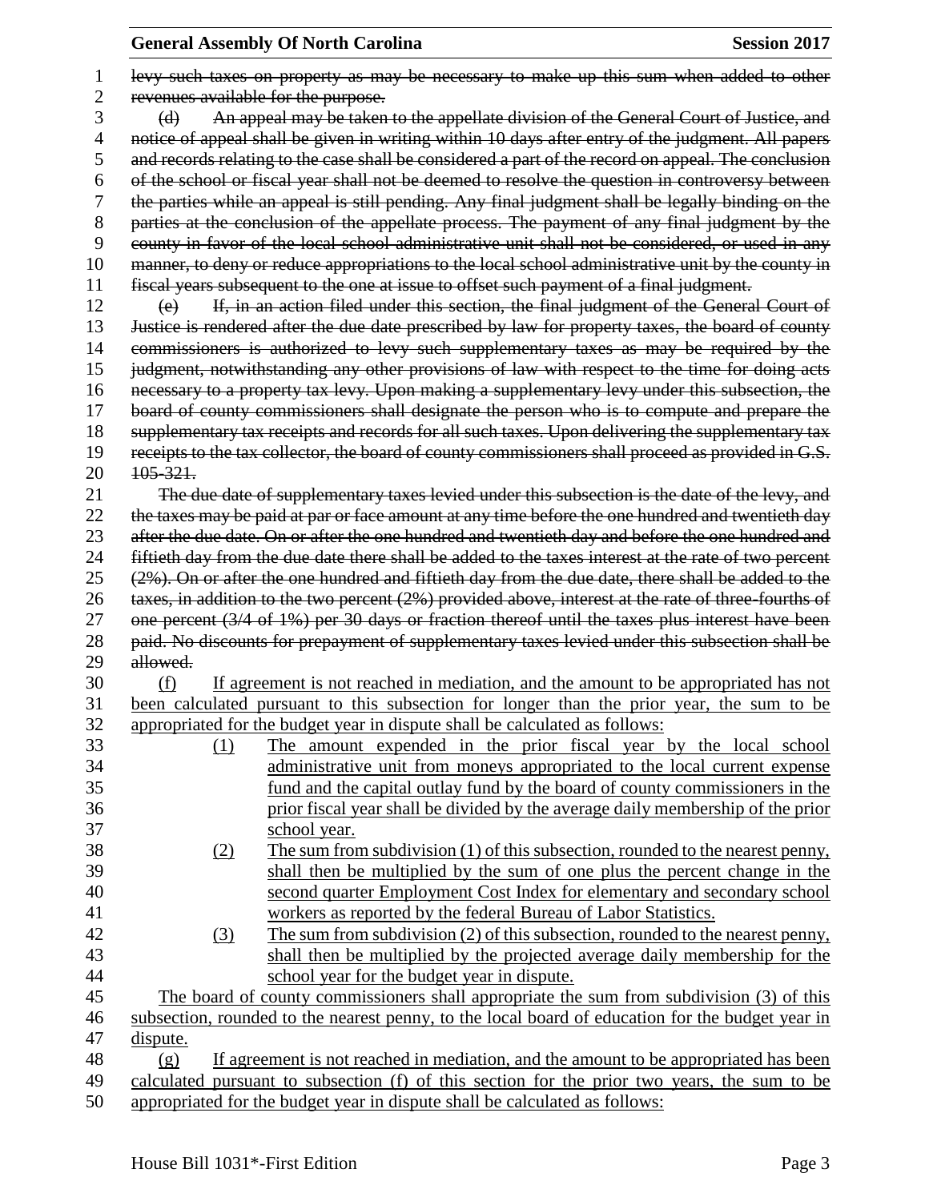~~levy such taxes on property as may be necessary to make up this sum when added to other revenues available for the purpose.~~

~~(d) An appeal may be taken to the appellate division of the General Court of Justice, and notice of appeal shall be given in writing within 10 days after entry of the judgment. All papers and records relating to the case shall be considered a part of the record on appeal. The conclusion of the school or fiscal year shall not be deemed to resolve the question in controversy between the parties while an appeal is still pending. Any final judgment shall be legally binding on the parties at the conclusion of the appellate process. The payment of any final judgment by the county in favor of the local school administrative unit shall not be considered, or used in any manner, to deny or reduce appropriations to the local school administrative unit by the county in fiscal years subsequent to the one at issue to offset such payment of a final judgment.~~

~~(e) If, in an action filed under this section, the final judgment of the General Court of Justice is rendered after the due date prescribed by law for property taxes, the board of county commissioners is authorized to levy such supplementary taxes as may be required by the judgment, notwithstanding any other provisions of law with respect to the time for doing acts necessary to a property tax levy. Upon making a supplementary levy under this subsection, the board of county commissioners shall designate the person who is to compute and prepare the supplementary tax receipts and records for all such taxes. Upon delivering the supplementary tax receipts to the tax collector, the board of county commissioners shall proceed as provided in G.S. 105-321.~~

~~The due date of supplementary taxes levied under this subsection is the date of the levy, and the taxes may be paid at par or face amount at any time before the one hundred and twentieth day after the due date. On or after the one hundred and twentieth day and before the one hundred and fiftieth day from the due date there shall be added to the taxes interest at the rate of two percent (2%). On or after the one hundred and fiftieth day from the due date, there shall be added to the taxes, in addition to the two percent (2%) provided above, interest at the rate of three-fourths of one percent (3/4 of 1%) per 30 days or fraction thereof until the taxes plus interest have been paid. No discounts for prepayment of supplementary taxes levied under this subsection shall be allowed.~~

<u>(f) If agreement is not reached in mediation, and the amount to be appropriated has not been calculated pursuant to this subsection for longer than the prior year, the sum to be appropriated for the budget year in dispute shall be calculated as follows:</u>

<u>(1) The amount expended in the prior fiscal year by the local school administrative unit from moneys appropriated to the local current expense fund and the capital outlay fund by the board of county commissioners in the prior fiscal year shall be divided by the average daily membership of the prior school year.</u>

<u>(2) The sum from subdivision (1) of this subsection, rounded to the nearest penny, shall then be multiplied by the sum of one plus the percent change in the second quarter Employment Cost Index for elementary and secondary school workers as reported by the federal Bureau of Labor Statistics.</u>

<u>(3) The sum from subdivision (2) of this subsection, rounded to the nearest penny, shall then be multiplied by the projected average daily membership for the school year for the budget year in dispute.</u>

<u>The board of county commissioners shall appropriate the sum from subdivision (3) of this subsection, rounded to the nearest penny, to the local board of education for the budget year in dispute.</u>

<u>(g) If agreement is not reached in mediation, and the amount to be appropriated has been calculated pursuant to subsection (f) of this section for the prior two years, the sum to be appropriated for the budget year in dispute shall be calculated as follows:</u>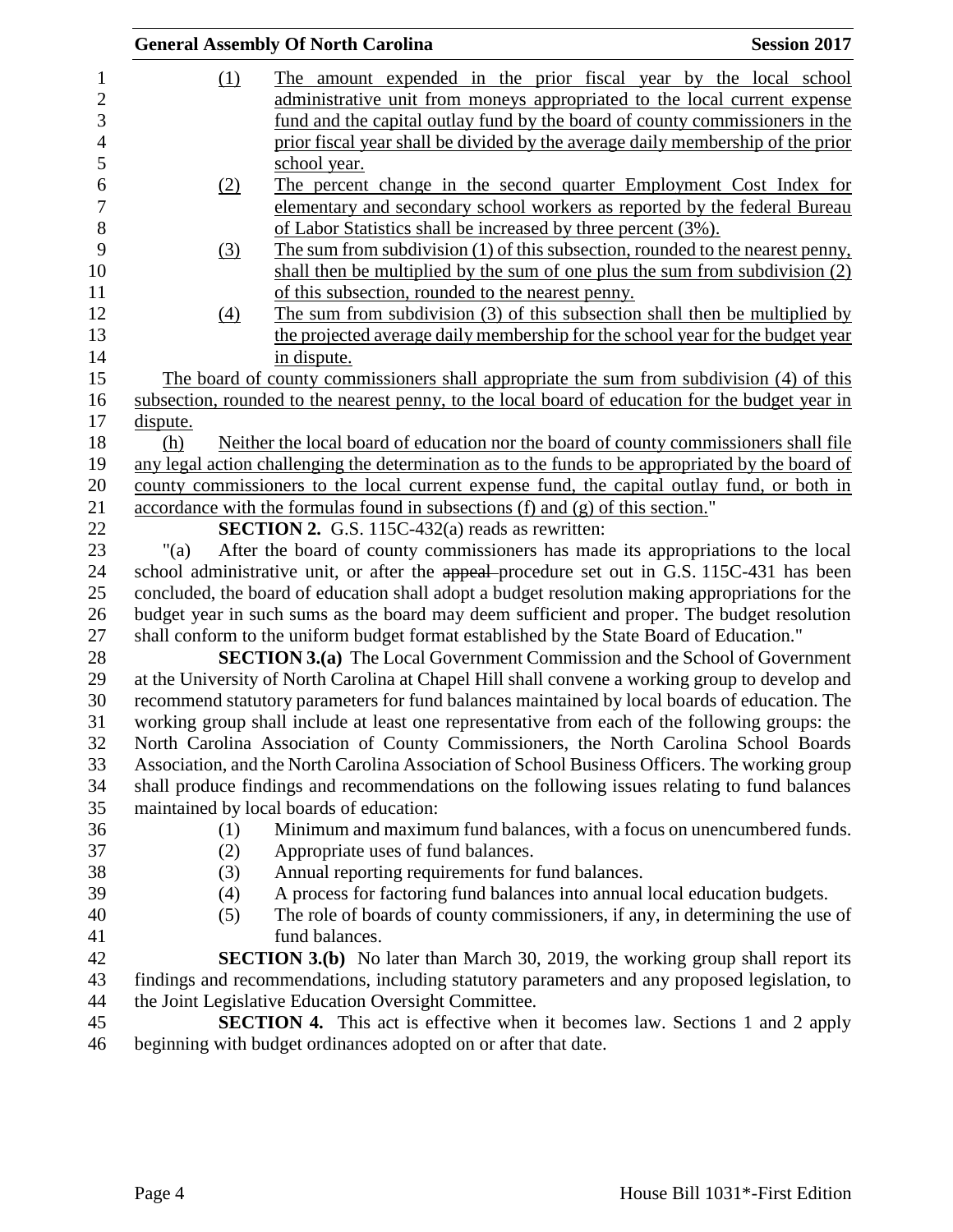(1) The amount expended in the prior fiscal year by the local school administrative unit from moneys appropriated to the local current expense fund and the capital outlay fund by the board of county commissioners in the prior fiscal year shall be divided by the average daily membership of the prior school year.

(2) The percent change in the second quarter Employment Cost Index for elementary and secondary school workers as reported by the federal Bureau of Labor Statistics shall be increased by three percent (3%).

(3) The sum from subdivision (1) of this subsection, rounded to the nearest penny, shall then be multiplied by the sum of one plus the sum from subdivision (2) of this subsection, rounded to the nearest penny.

(4) The sum from subdivision (3) of this subsection shall then be multiplied by the projected average daily membership for the school year for the budget year in dispute.

The board of county commissioners shall appropriate the sum from subdivision (4) of this subsection, rounded to the nearest penny, to the local board of education for the budget year in dispute.

(h) Neither the local board of education nor the board of county commissioners shall file any legal action challenging the determination as to the funds to be appropriated by the board of county commissioners to the local current expense fund, the capital outlay fund, or both in accordance with the formulas found in subsections (f) and (g) of this section."

**SECTION 2.** G.S. 115C-432(a) reads as rewritten:

"(a) After the board of county commissioners has made its appropriations to the local school administrative unit, or after the ~~appeal~~ procedure set out in G.S. 115C-431 has been concluded, the board of education shall adopt a budget resolution making appropriations for the budget year in such sums as the board may deem sufficient and proper. The budget resolution shall conform to the uniform budget format established by the State Board of Education."

**SECTION 3.(a)** The Local Government Commission and the School of Government at the University of North Carolina at Chapel Hill shall convene a working group to develop and recommend statutory parameters for fund balances maintained by local boards of education. The working group shall include at least one representative from each of the following groups: the North Carolina Association of County Commissioners, the North Carolina School Boards Association, and the North Carolina Association of School Business Officers. The working group shall produce findings and recommendations on the following issues relating to fund balances maintained by local boards of education:

(1) Minimum and maximum fund balances, with a focus on unencumbered funds.
(2) Appropriate uses of fund balances.
(3) Annual reporting requirements for fund balances.
(4) A process for factoring fund balances into annual local education budgets.
(5) The role of boards of county commissioners, if any, in determining the use of fund balances.

**SECTION 3.(b)** No later than March 30, 2019, the working group shall report its findings and recommendations, including statutory parameters and any proposed legislation, to the Joint Legislative Education Oversight Committee.

**SECTION 4.** This act is effective when it becomes law. Sections 1 and 2 apply beginning with budget ordinances adopted on or after that date.